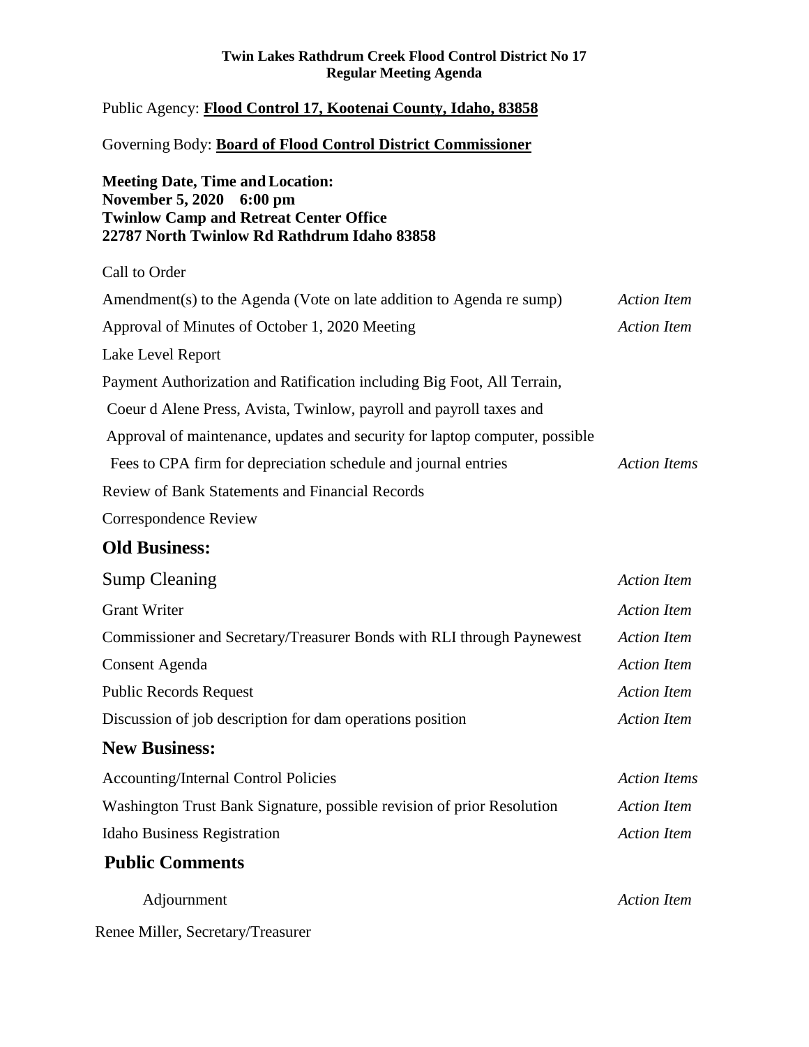**Twin Lakes Rathdrum Creek Flood Control District No 17**
**Regular Meeting Agenda**

Public Agency: **Flood Control 17, Kootenai County, Idaho, 83858**

Governing Body: **Board of Flood Control District Commissioner**

**Meeting Date, Time and Location:**
**November 5, 2020 6:00 pm**
**Twinlow Camp and Retreat Center Office**
**22787 North Twinlow Rd Rathdrum Idaho 83858**

| | |
|---|---|
| Call to Order | |
| Amendment(s) to the Agenda (Vote on late addition to Agenda re sump) | *Action Item* |
| Approval of Minutes of October 1, 2020 Meeting | *Action Item* |
| Lake Level Report | |
| Payment Authorization and Ratification including Big Foot, All Terrain, Coeur d Alene Press, Avista, Twinlow, payroll and payroll taxes and Approval of maintenance, updates and security for laptop computer, possible Fees to CPA firm for depreciation schedule and journal entries | *Action Items* |
| Review of Bank Statements and Financial Records | |
| Correspondence Review | |

## Old Business:

| | |
|---|---|
| Sump Cleaning | *Action Item* |
| Grant Writer | *Action Item* |
| Commissioner and Secretary/Treasurer Bonds with RLI through Paynewest | *Action Item* |
| Consent Agenda | *Action Item* |
| Public Records Request | *Action Item* |
| Discussion of job description for dam operations position | *Action Item* |

## New Business:

| | |
|---|---|
| Accounting/Internal Control Policies | *Action Items* |
| Washington Trust Bank Signature, possible revision of prior Resolution | *Action Item* |
| Idaho Business Registration | *Action Item* |

## Public Comments

| | |
|---|---|
| Adjournment | *Action Item* |

Renee Miller, Secretary/Treasurer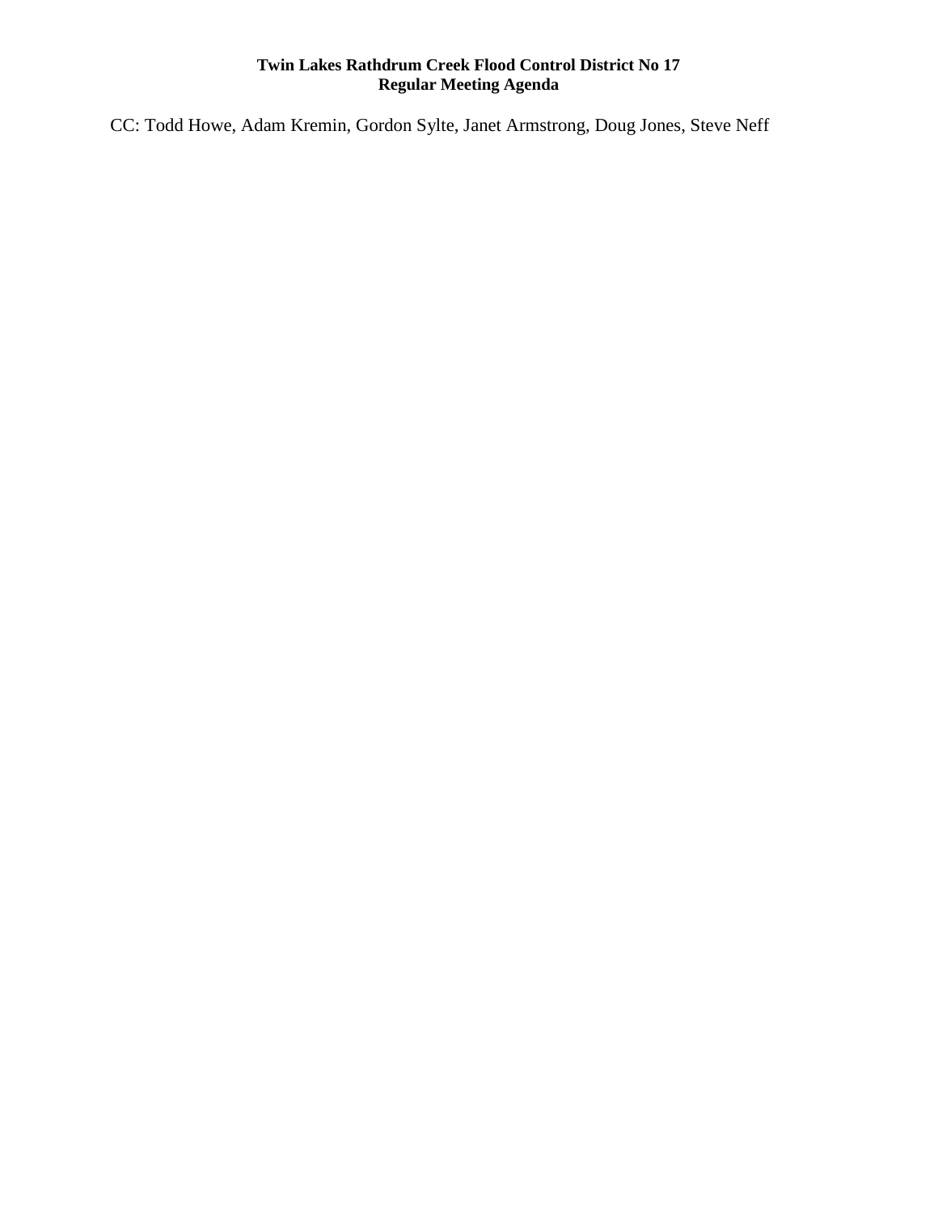CC: Todd Howe, Adam Kremin, Gordon Sylte, Janet Armstrong, Doug Jones, Steve Neff